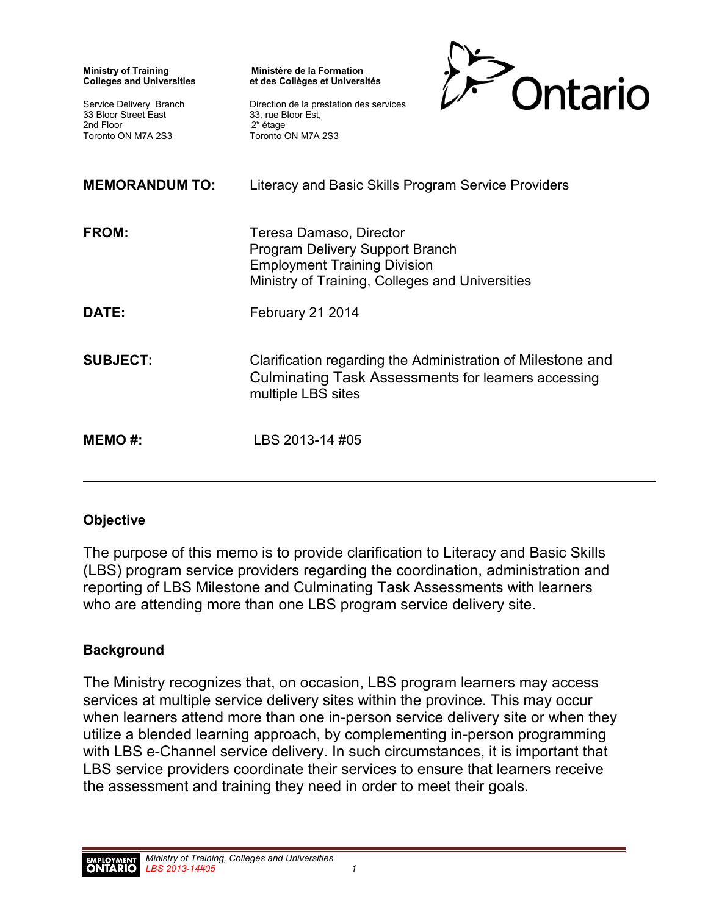**Ministry of Training Colleges and Universities**

Service Delivery Branch
33 Bloor Street East
2nd Floor
Toronto ON M7A 2S3

**Ministère de la Formation et des Collèges et Universités**

Direction de la prestation des services
33, rue Bloor Est,
2e étage
Toronto ON M7A 2S3

Ontario

| | |
|---|---|
| **MEMORANDUM TO:** | Literacy and Basic Skills Program Service Providers |
| **FROM:** | Teresa Damaso, Director<br>Program Delivery Support Branch<br>Employment Training Division<br>Ministry of Training, Colleges and Universities |
| **DATE:** | February 21 2014 |
| **SUBJECT:** | Clarification regarding the Administration of Milestone and Culminating Task Assessments for learners accessing multiple LBS sites |
| **MEMO #:** | LBS 2013-14 #05 |

---

## Objective

The purpose of this memo is to provide clarification to Literacy and Basic Skills (LBS) program service providers regarding the coordination, administration and reporting of LBS Milestone and Culminating Task Assessments with learners who are attending more than one LBS program service delivery site.

## Background

The Ministry recognizes that, on occasion, LBS program learners may access services at multiple service delivery sites within the province. This may occur when learners attend more than one in-person service delivery site or when they utilize a blended learning approach, by complementing in-person programming with LBS e-Channel service delivery. In such circumstances, it is important that LBS service providers coordinate their services to ensure that learners receive the assessment and training they need in order to meet their goals.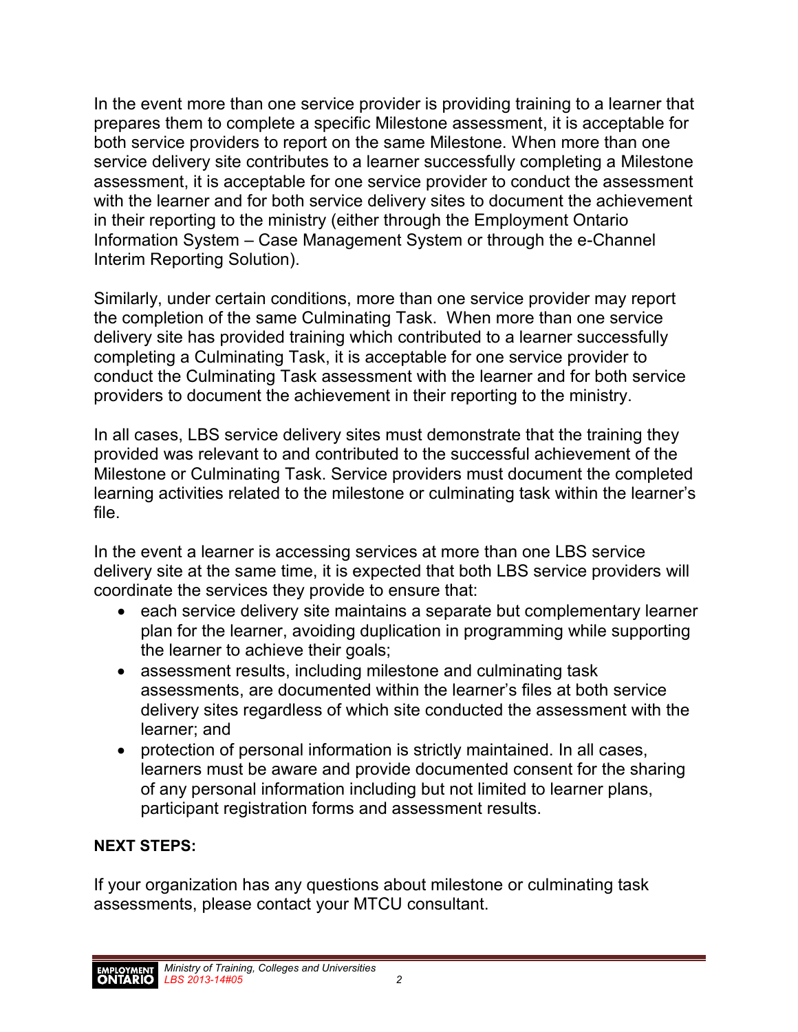In the event more than one service provider is providing training to a learner that prepares them to complete a specific Milestone assessment, it is acceptable for both service providers to report on the same Milestone. When more than one service delivery site contributes to a learner successfully completing a Milestone assessment, it is acceptable for one service provider to conduct the assessment with the learner and for both service delivery sites to document the achievement in their reporting to the ministry (either through the Employment Ontario Information System – Case Management System or through the e-Channel Interim Reporting Solution).

Similarly, under certain conditions, more than one service provider may report the completion of the same Culminating Task. When more than one service delivery site has provided training which contributed to a learner successfully completing a Culminating Task, it is acceptable for one service provider to conduct the Culminating Task assessment with the learner and for both service providers to document the achievement in their reporting to the ministry.

In all cases, LBS service delivery sites must demonstrate that the training they provided was relevant to and contributed to the successful achievement of the Milestone or Culminating Task. Service providers must document the completed learning activities related to the milestone or culminating task within the learner's file.

In the event a learner is accessing services at more than one LBS service delivery site at the same time, it is expected that both LBS service providers will coordinate the services they provide to ensure that:

- each service delivery site maintains a separate but complementary learner plan for the learner, avoiding duplication in programming while supporting the learner to achieve their goals;
- assessment results, including milestone and culminating task assessments, are documented within the learner's files at both service delivery sites regardless of which site conducted the assessment with the learner; and
- protection of personal information is strictly maintained. In all cases, learners must be aware and provide documented consent for the sharing of any personal information including but not limited to learner plans, participant registration forms and assessment results.

**NEXT STEPS:**

If your organization has any questions about milestone or culminating task assessments, please contact your MTCU consultant.